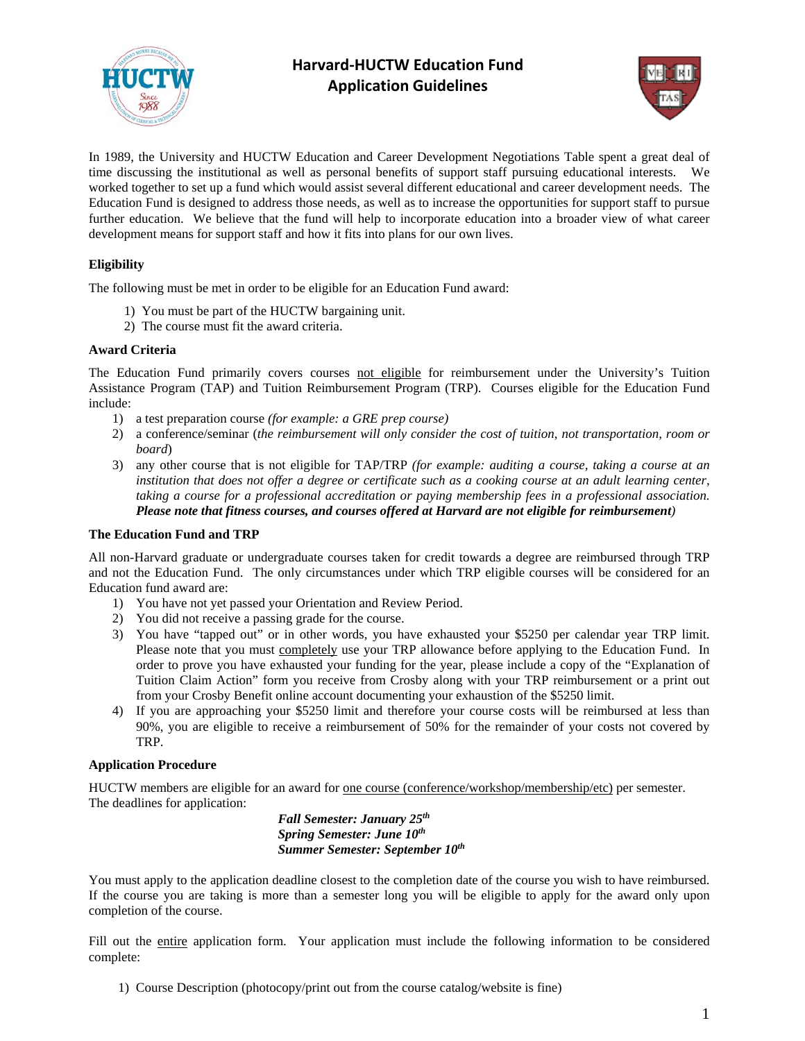# Harvard-HUCTW Education Fund
## Application Guidelines

In 1989, the University and HUCTW Education and Career Development Negotiations Table spent a great deal of time discussing the institutional as well as personal benefits of support staff pursuing educational interests. We worked together to set up a fund which would assist several different educational and career development needs. The Education Fund is designed to address those needs, as well as to increase the opportunities for support staff to pursue further education. We believe that the fund will help to incorporate education into a broader view of what career development means for support staff and how it fits into plans for our own lives.

### Eligibility

The following must be met in order to be eligible for an Education Fund award:

1) You must be part of the HUCTW bargaining unit.
2) The course must fit the award criteria.

### Award Criteria

The Education Fund primarily covers courses not eligible for reimbursement under the University's Tuition Assistance Program (TAP) and Tuition Reimbursement Program (TRP). Courses eligible for the Education Fund include:

1) a test preparation course *(for example: a GRE prep course)*
2) a conference/seminar (*the reimbursement will only consider the cost of tuition, not transportation, room or board*)
3) any other course that is not eligible for TAP/TRP *(for example: auditing a course, taking a course at an institution that does not offer a degree or certificate such as a cooking course at an adult learning center, taking a course for a professional accreditation or paying membership fees in a professional association.* ***Please note that fitness courses, and courses offered at Harvard are not eligible for reimbursement****)*

### The Education Fund and TRP

All non-Harvard graduate or undergraduate courses taken for credit towards a degree are reimbursed through TRP and not the Education Fund. The only circumstances under which TRP eligible courses will be considered for an Education fund award are:

1) You have not yet passed your Orientation and Review Period.
2) You did not receive a passing grade for the course.
3) You have "tapped out" or in other words, you have exhausted your $5250 per calendar year TRP limit. Please note that you must completely use your TRP allowance before applying to the Education Fund. In order to prove you have exhausted your funding for the year, please include a copy of the "Explanation of Tuition Claim Action" form you receive from Crosby along with your TRP reimbursement or a print out from your Crosby Benefit online account documenting your exhaustion of the $5250 limit.
4) If you are approaching your $5250 limit and therefore your course costs will be reimbursed at less than 90%, you are eligible to receive a reimbursement of 50% for the remainder of your costs not covered by TRP.

### Application Procedure

HUCTW members are eligible for an award for one course (conference/workshop/membership/etc) per semester. The deadlines for application:

***Fall Semester: January 25th***
***Spring Semester: June 10th***
***Summer Semester: September 10th***

You must apply to the application deadline closest to the completion date of the course you wish to have reimbursed. If the course you are taking is more than a semester long you will be eligible to apply for the award only upon completion of the course.

Fill out the entire application form. Your application must include the following information to be considered complete:

1) Course Description (photocopy/print out from the course catalog/website is fine)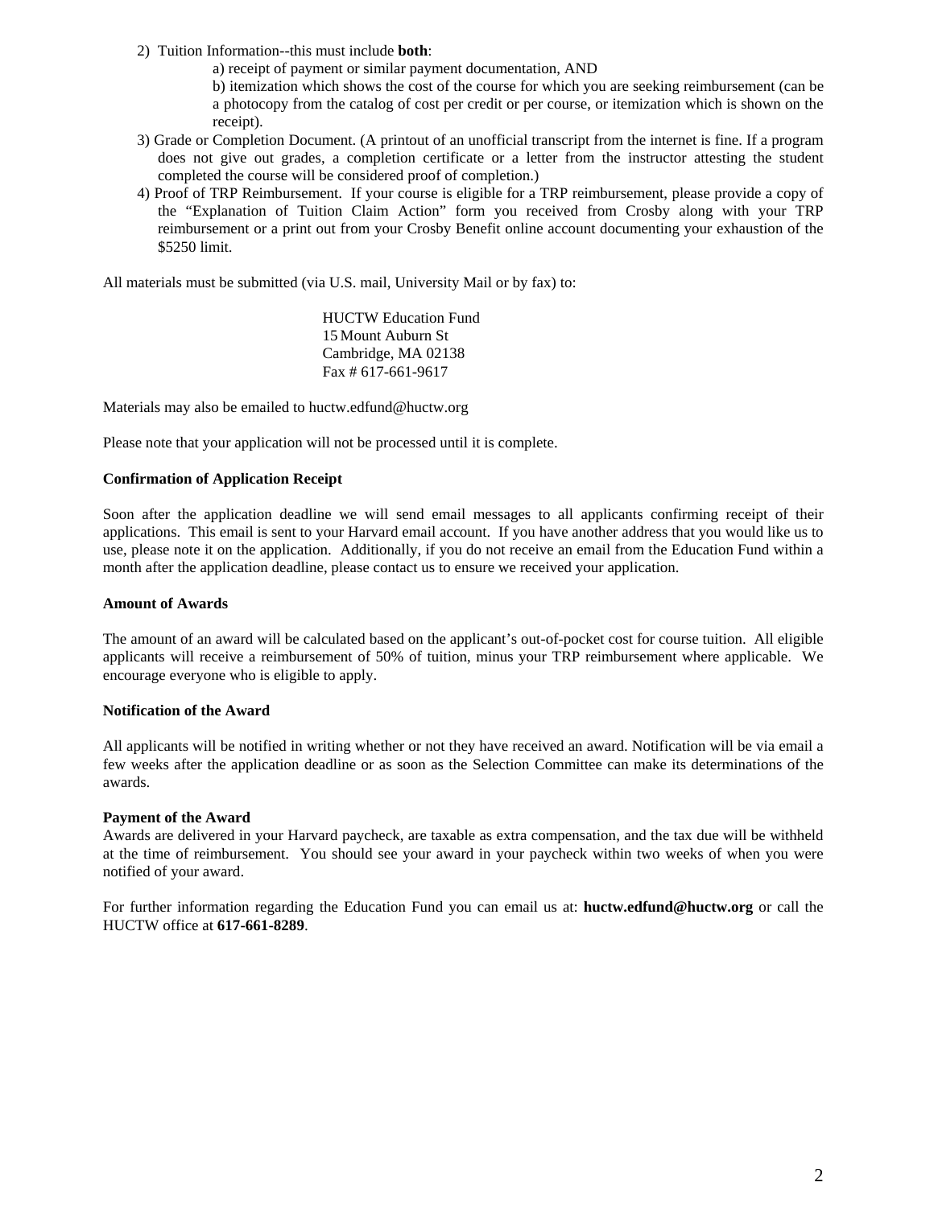2) Tuition Information--this must include **both**:

    a) receipt of payment or similar payment documentation, AND

    b) itemization which shows the cost of the course for which you are seeking reimbursement (can be a photocopy from the catalog of cost per credit or per course, or itemization which is shown on the receipt).

3) Grade or Completion Document. (A printout of an unofficial transcript from the internet is fine. If a program does not give out grades, a completion certificate or a letter from the instructor attesting the student completed the course will be considered proof of completion.)

4) Proof of TRP Reimbursement. If your course is eligible for a TRP reimbursement, please provide a copy of the "Explanation of Tuition Claim Action" form you received from Crosby along with your TRP reimbursement or a print out from your Crosby Benefit online account documenting your exhaustion of the $5250 limit.

All materials must be submitted (via U.S. mail, University Mail or by fax) to:

HUCTW Education Fund
15 Mount Auburn St
Cambridge, MA 02138
Fax # 617-661-9617

Materials may also be emailed to huctw.edfund@huctw.org

Please note that your application will not be processed until it is complete.

**Confirmation of Application Receipt**

Soon after the application deadline we will send email messages to all applicants confirming receipt of their applications. This email is sent to your Harvard email account. If you have another address that you would like us to use, please note it on the application. Additionally, if you do not receive an email from the Education Fund within a month after the application deadline, please contact us to ensure we received your application.

**Amount of Awards**

The amount of an award will be calculated based on the applicant's out-of-pocket cost for course tuition. All eligible applicants will receive a reimbursement of 50% of tuition, minus your TRP reimbursement where applicable. We encourage everyone who is eligible to apply.

**Notification of the Award**

All applicants will be notified in writing whether or not they have received an award. Notification will be via email a few weeks after the application deadline or as soon as the Selection Committee can make its determinations of the awards.

**Payment of the Award**

Awards are delivered in your Harvard paycheck, are taxable as extra compensation, and the tax due will be withheld at the time of reimbursement. You should see your award in your paycheck within two weeks of when you were notified of your award.

For further information regarding the Education Fund you can email us at: **huctw.edfund@huctw.org** or call the HUCTW office at **617-661-8289**.